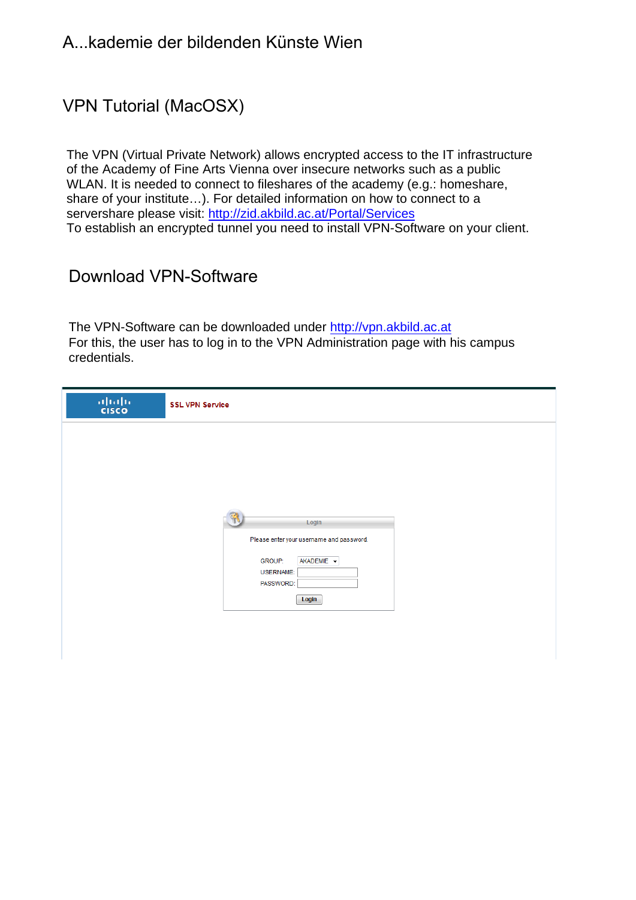# A...kademie der bildenden Künste Wien

## VPN Tutorial (MacOSX)

The VPN (Virtual Private Network) allows encrypted access to the IT infrastructure of the Academy of Fine Arts Vienna over insecure networks such as a public WLAN. It is needed to connect to fileshares of the academy (e.g.: homeshare, share of your institute…). For detailed information on how to connect to a servershare please visit: http://zid.akbild.ac.at/Portal/Services
To establish an encrypted tunnel you need to install VPN-Software on your client.

## Download VPN-Software

The VPN-Software can be downloaded under http://vpn.akbild.ac.at
For this, the user has to log in to the VPN Administration page with his campus credentials.

SSL VPN Service

Login

Please enter your username and password.

GROUP: AKADEMIE
USERNAME:
PASSWORD:

Login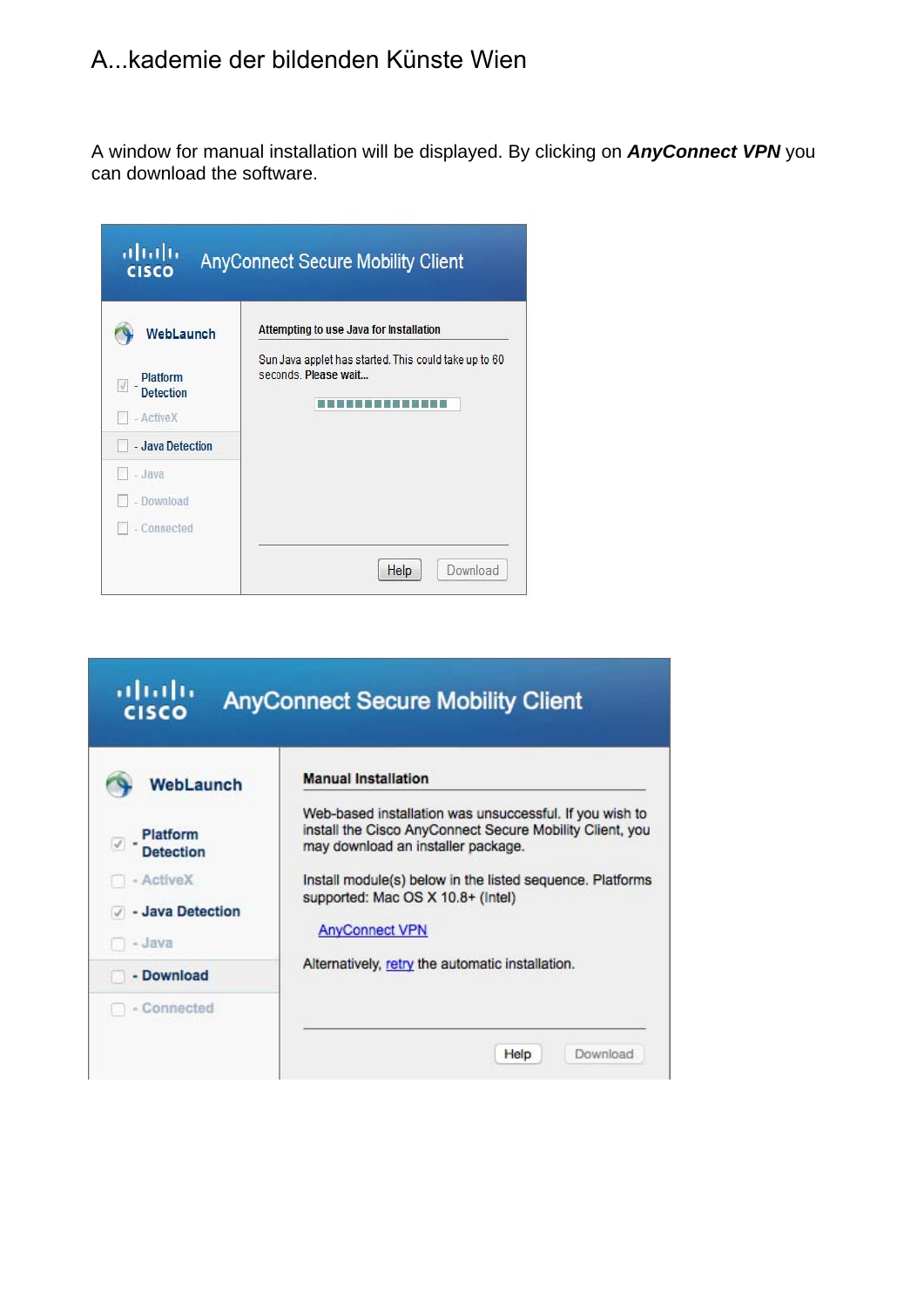A window for manual installation will be displayed. By clicking on ***AnyConnect VPN*** you can download the software.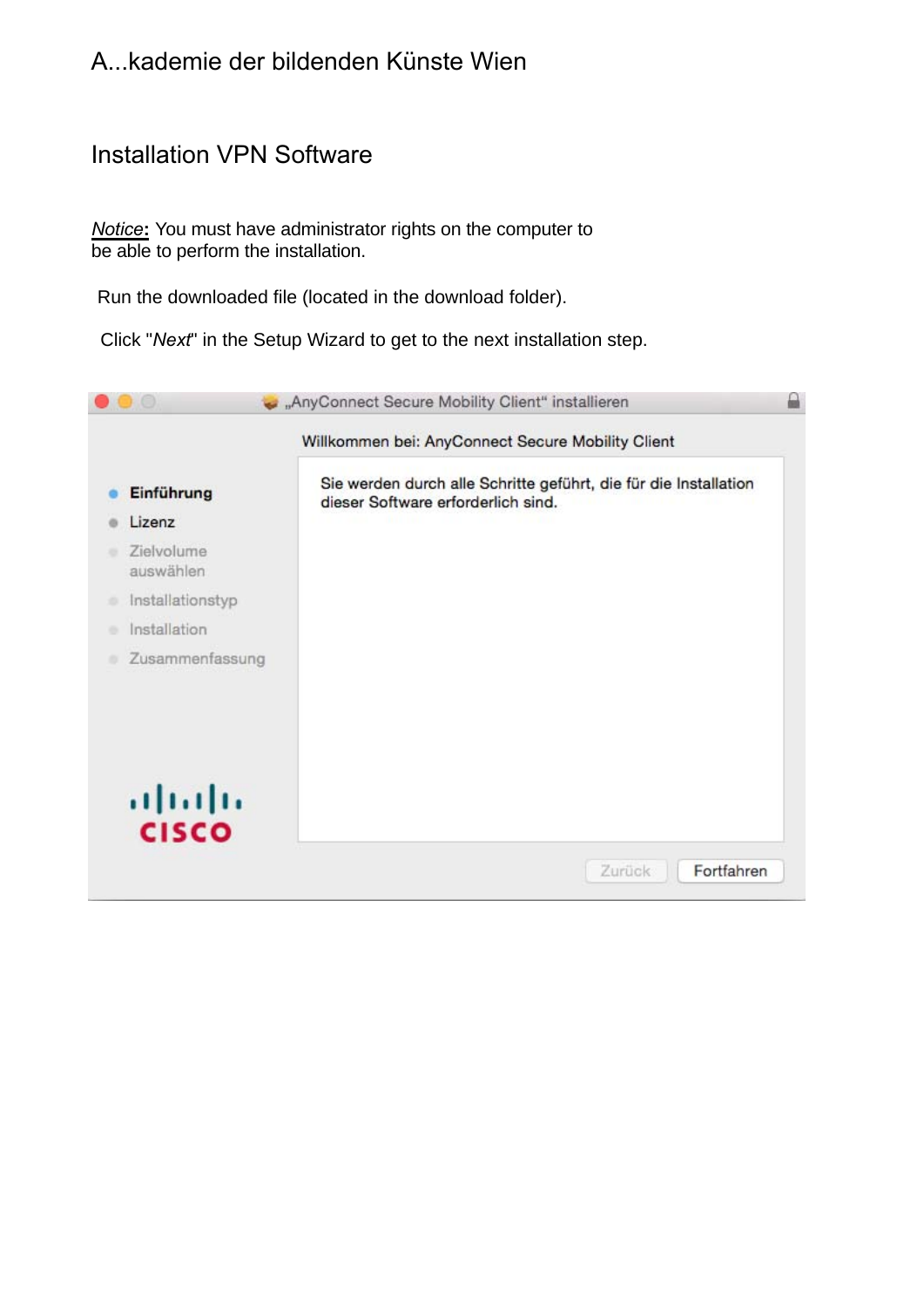A...kademie der bildenden Künste Wien

# Installation VPN Software

*Notice*: You must have administrator rights on the computer to be able to perform the installation.

Run the downloaded file (located in the download folder).

Click "*Next*" in the Setup Wizard to get to the next installation step.

„AnyConnect Secure Mobility Client" installieren

Willkommen bei: AnyConnect Secure Mobility Client

- Einführung
- Lizenz
- Zielvolume auswählen
- Installationstyp
- Installation
- Zusammenfassung

Sie werden durch alle Schritte geführt, die für die Installation dieser Software erforderlich sind.

CISCO

Zurück | Fortfahren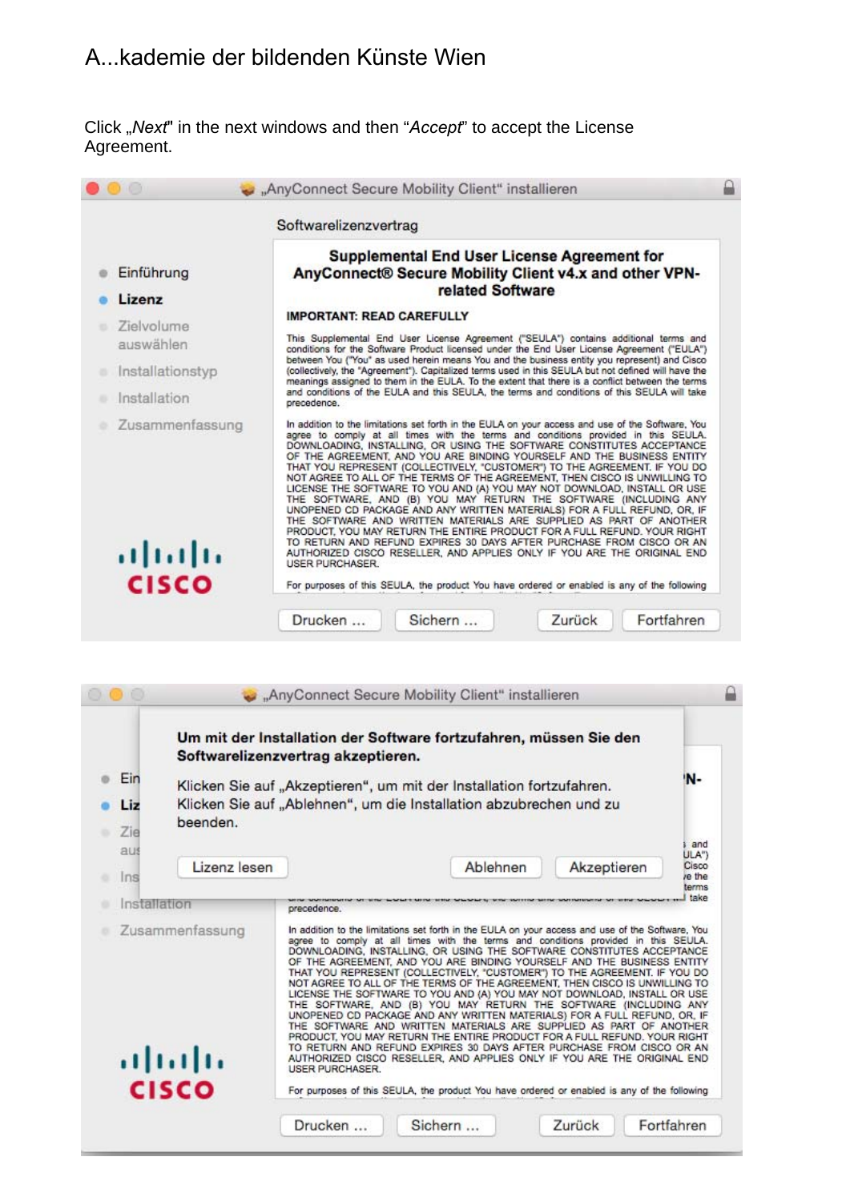A...kademie der bildenden Künste Wien

Click „*Next*" in the next windows and then "*Accept*" to accept the License Agreement.

„AnyConnect Secure Mobility Client" installieren

Softwarelizenzvertrag

- Einführung
- **Lizenz**
- Zielvolume auswählen
- Installationstyp
- Installation
- Zusammenfassung

**Supplemental End User License Agreement for AnyConnect® Secure Mobility Client v4.x and other VPN-related Software**

**IMPORTANT: READ CAREFULLY**

This Supplemental End User License Agreement ("SEULA") contains additional terms and conditions for the Software Product licensed under the End User License Agreement ("EULA") between You ("You" as used herein means You and the business entity you represent) and Cisco (collectively, the "Agreement"). Capitalized terms used in this SEULA but not defined will have the meanings assigned to them in the EULA. To the extent that there is a conflict between the terms and conditions of the EULA and this SEULA, the terms and conditions of this SEULA will take precedence.

In addition to the limitations set forth in the EULA on your access and use of the Software, You agree to comply at all times with the terms and conditions provided in this SEULA. DOWNLOADING, INSTALLING, OR USING THE SOFTWARE CONSTITUTES ACCEPTANCE OF THE AGREEMENT, AND YOU ARE BINDING YOURSELF AND THE BUSINESS ENTITY THAT YOU REPRESENT (COLLECTIVELY, "CUSTOMER") TO THE AGREEMENT. IF YOU DO NOT AGREE TO ALL OF THE TERMS OF THE AGREEMENT, THEN CISCO IS UNWILLING TO LICENSE THE SOFTWARE TO YOU AND (A) YOU MAY NOT DOWNLOAD, INSTALL OR USE THE SOFTWARE, AND (B) YOU MAY RETURN THE SOFTWARE (INCLUDING ANY UNOPENED CD PACKAGE AND ANY WRITTEN MATERIALS) FOR A FULL REFUND, OR, IF THE SOFTWARE AND WRITTEN MATERIALS ARE SUPPLIED AS PART OF ANOTHER PRODUCT, YOU MAY RETURN THE ENTIRE PRODUCT FOR A FULL REFUND. YOUR RIGHT TO RETURN AND REFUND EXPIRES 30 DAYS AFTER PURCHASE FROM CISCO OR AN AUTHORIZED CISCO RESELLER, AND APPLIES ONLY IF YOU ARE THE ORIGINAL END USER PURCHASER.

For purposes of this SEULA, the product You have ordered or enabled is any of the following

Drucken ... | Sichern ... | Zurück | Fortfahren

„AnyConnect Secure Mobility Client" installieren

**Um mit der Installation der Software fortzufahren, müssen Sie den Softwarelizenzvertrag akzeptieren.**

Klicken Sie auf „Akzeptieren", um mit der Installation fortzufahren. Klicken Sie auf „Ablehnen", um die Installation abzubrechen und zu beenden.

Lizenz lesen | Ablehnen | Akzeptieren

precedence.

In addition to the limitations set forth in the EULA on your access and use of the Software, You agree to comply at all times with the terms and conditions provided in this SEULA. DOWNLOADING, INSTALLING, OR USING THE SOFTWARE CONSTITUTES ACCEPTANCE OF THE AGREEMENT, AND YOU ARE BINDING YOURSELF AND THE BUSINESS ENTITY THAT YOU REPRESENT (COLLECTIVELY, "CUSTOMER") TO THE AGREEMENT. IF YOU DO NOT AGREE TO ALL OF THE TERMS OF THE AGREEMENT, THEN CISCO IS UNWILLING TO LICENSE THE SOFTWARE TO YOU AND (A) YOU MAY NOT DOWNLOAD, INSTALL OR USE THE SOFTWARE, AND (B) YOU MAY RETURN THE SOFTWARE (INCLUDING ANY UNOPENED CD PACKAGE AND ANY WRITTEN MATERIALS) FOR A FULL REFUND, OR, IF THE SOFTWARE AND WRITTEN MATERIALS ARE SUPPLIED AS PART OF ANOTHER PRODUCT, YOU MAY RETURN THE ENTIRE PRODUCT FOR A FULL REFUND. YOUR RIGHT TO RETURN AND REFUND EXPIRES 30 DAYS AFTER PURCHASE FROM CISCO OR AN AUTHORIZED CISCO RESELLER, AND APPLIES ONLY IF YOU ARE THE ORIGINAL END USER PURCHASER.

For purposes of this SEULA, the product You have ordered or enabled is any of the following

Drucken ... | Sichern ... | Zurück | Fortfahren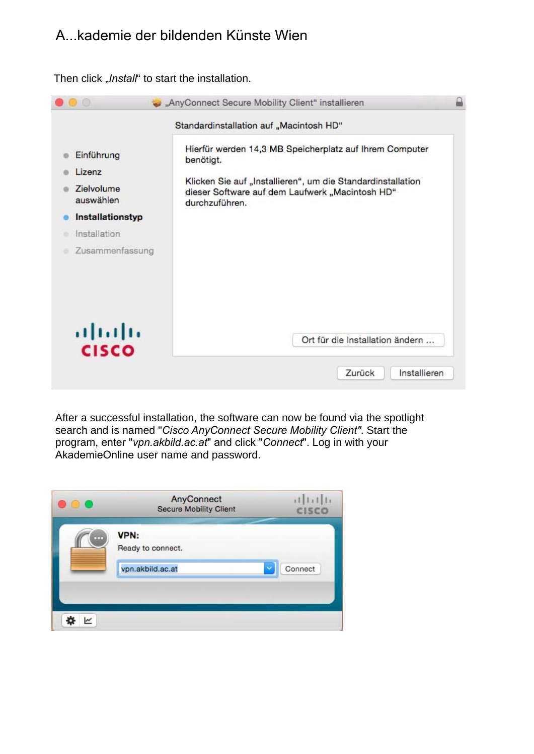Then click „*Install*“ to start the installation.

After a successful installation, the software can now be found via the spotlight search and is named "*Cisco AnyConnect Secure Mobility Client"*. Start the program, enter "*vpn.akbild.ac.at*" and click "*Connect*". Log in with your AkademieOnline user name and password.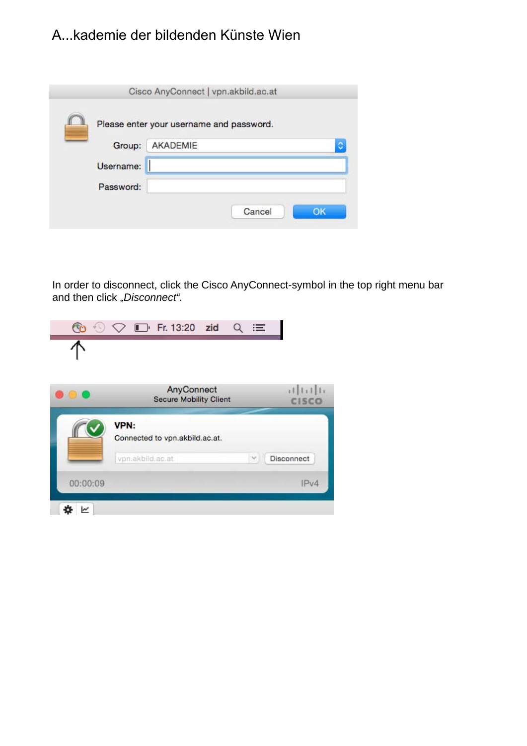A...kademie der bildenden Künste Wien

Cisco AnyConnect | vpn.akbild.ac.at

Please enter your username and password.

Group: AKADEMIE

Username:

Password:

Cancel OK

In order to disconnect, click the Cisco AnyConnect-symbol in the top right menu bar and then click „*Disconnect*“.

Fr. 13:20 zid

AnyConnect
Secure Mobility Client

VPN:
Connected to vpn.akbild.ac.at.

vpn.akbild.ac.at Disconnect

00:00:09 IPv4